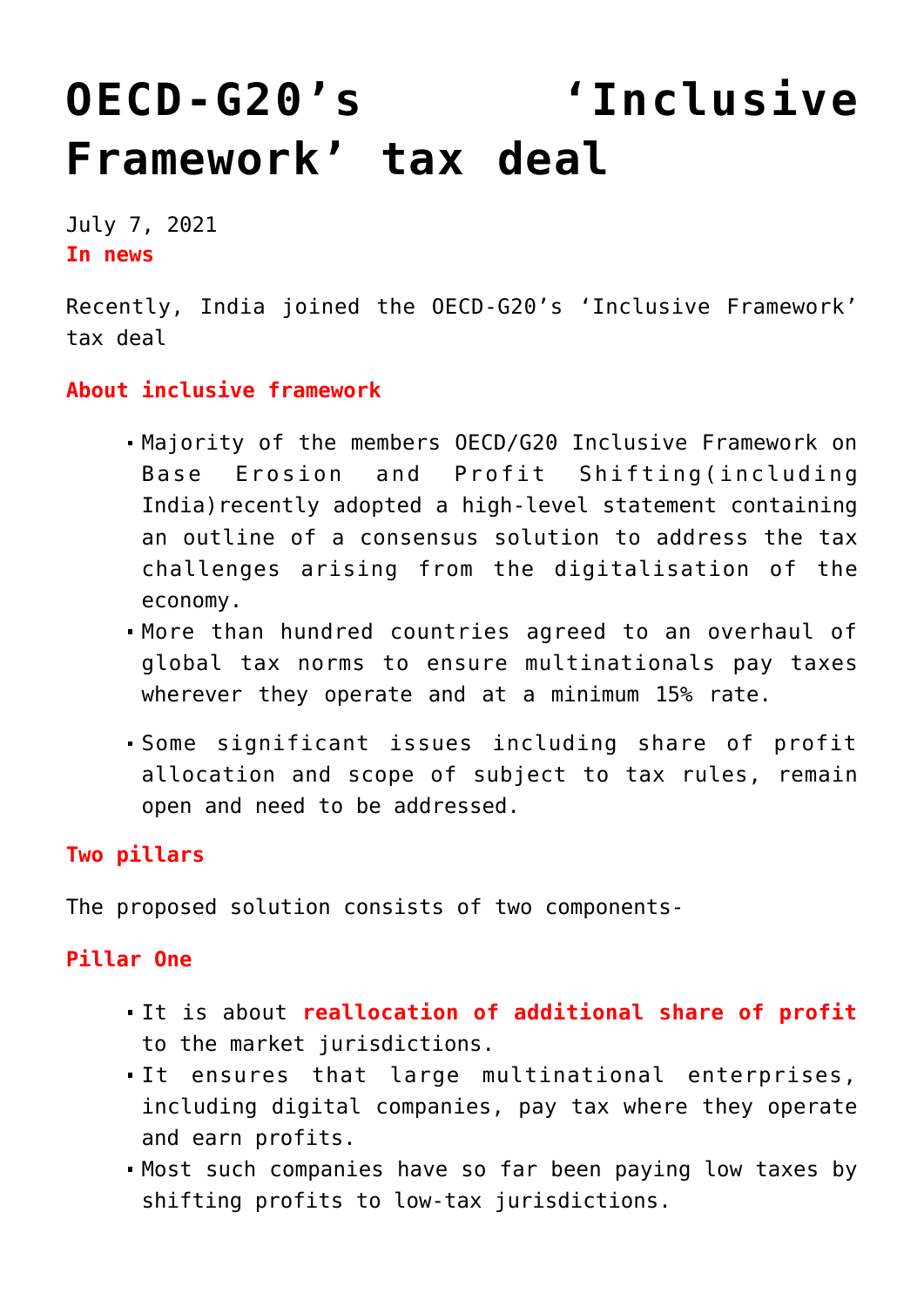# OECD-G20's 'Inclusive Framework' tax deal

July 7, 2021

**In news**

Recently, India joined the OECD-G20's 'Inclusive Framework' tax deal

**About inclusive framework**

- Majority of the members OECD/G20 Inclusive Framework on Base Erosion and Profit Shifting(including India)recently adopted a high-level statement containing an outline of a consensus solution to address the tax challenges arising from the digitalisation of the economy.
- More than hundred countries agreed to an overhaul of global tax norms to ensure multinationals pay taxes wherever they operate and at a minimum 15% rate.
- Some significant issues including share of profit allocation and scope of subject to tax rules, remain open and need to be addressed.

**Two pillars**

The proposed solution consists of two components-

**Pillar One**

- It is about **reallocation of additional share of profit** to the market jurisdictions.
- It ensures that large multinational enterprises, including digital companies, pay tax where they operate and earn profits.
- Most such companies have so far been paying low taxes by shifting profits to low-tax jurisdictions.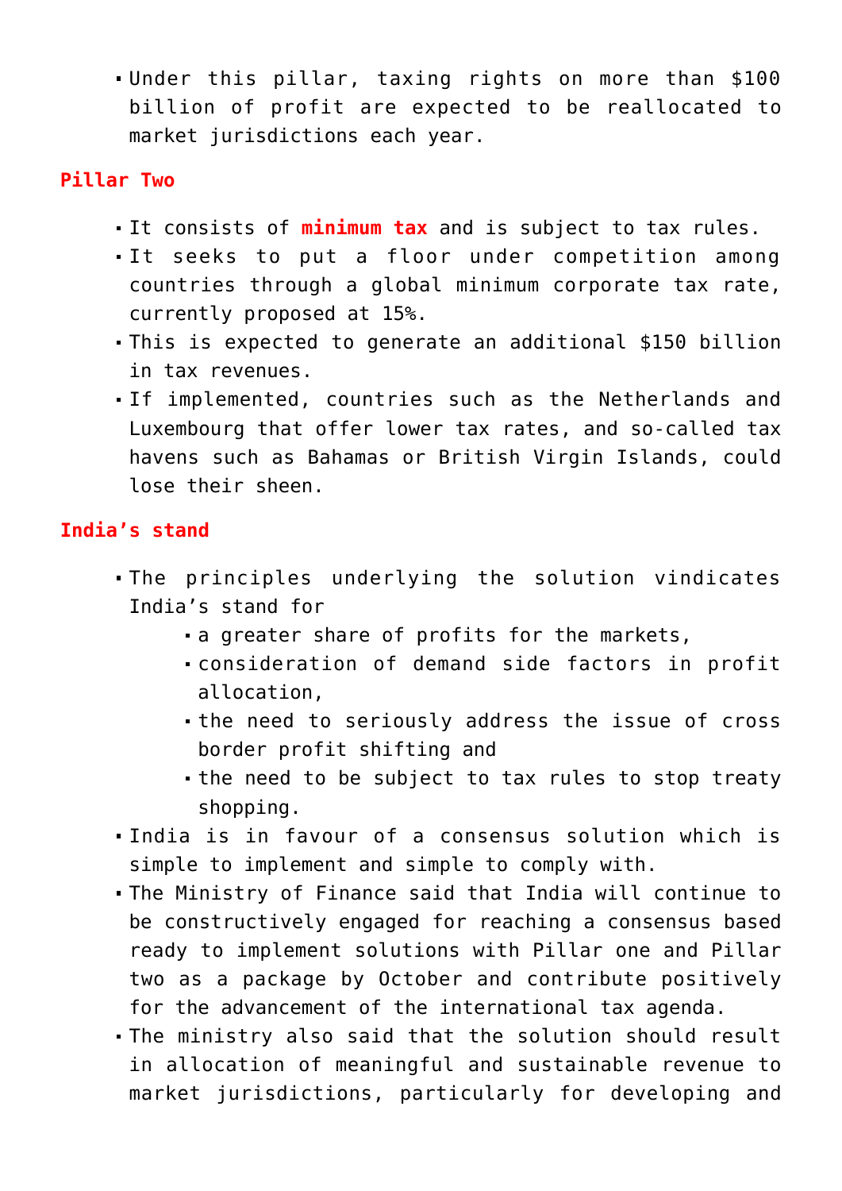- Under this pillar, taxing rights on more than $100 billion of profit are expected to be reallocated to market jurisdictions each year.

### Pillar Two

- It consists of **minimum tax** and is subject to tax rules.
- It seeks to put a floor under competition among countries through a global minimum corporate tax rate, currently proposed at 15%.
- This is expected to generate an additional $150 billion in tax revenues.
- If implemented, countries such as the Netherlands and Luxembourg that offer lower tax rates, and so-called tax havens such as Bahamas or British Virgin Islands, could lose their sheen.

### India's stand

- The principles underlying the solution vindicates India's stand for
  - a greater share of profits for the markets,
  - consideration of demand side factors in profit allocation,
  - the need to seriously address the issue of cross border profit shifting and
  - the need to be subject to tax rules to stop treaty shopping.
- India is in favour of a consensus solution which is simple to implement and simple to comply with.
- The Ministry of Finance said that India will continue to be constructively engaged for reaching a consensus based ready to implement solutions with Pillar one and Pillar two as a package by October and contribute positively for the advancement of the international tax agenda.
- The ministry also said that the solution should result in allocation of meaningful and sustainable revenue to market jurisdictions, particularly for developing and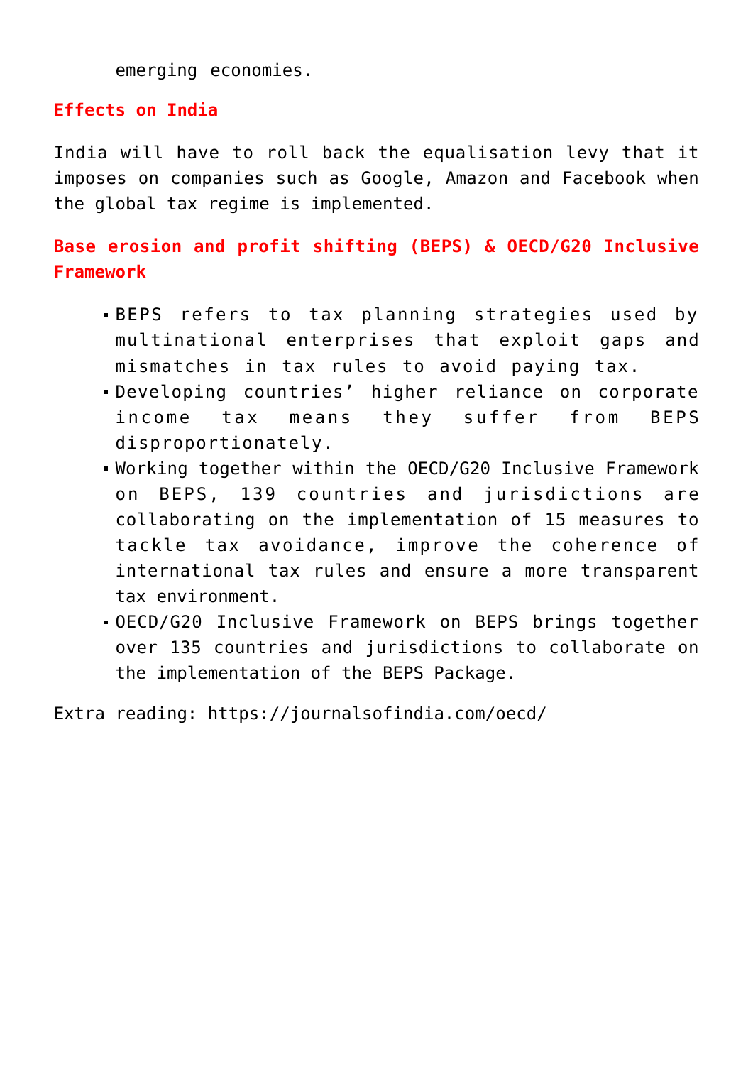emerging economies.

## Effects on India

India will have to roll back the equalisation levy that it imposes on companies such as Google, Amazon and Facebook when the global tax regime is implemented.

## Base erosion and profit shifting (BEPS) & OECD/G20 Inclusive Framework

- BEPS refers to tax planning strategies used by multinational enterprises that exploit gaps and mismatches in tax rules to avoid paying tax.
- Developing countries' higher reliance on corporate income tax means they suffer from BEPS disproportionately.
- Working together within the OECD/G20 Inclusive Framework on BEPS, 139 countries and jurisdictions are collaborating on the implementation of 15 measures to tackle tax avoidance, improve the coherence of international tax rules and ensure a more transparent tax environment.
- OECD/G20 Inclusive Framework on BEPS brings together over 135 countries and jurisdictions to collaborate on the implementation of the BEPS Package.

Extra reading: https://journalsofindia.com/oecd/